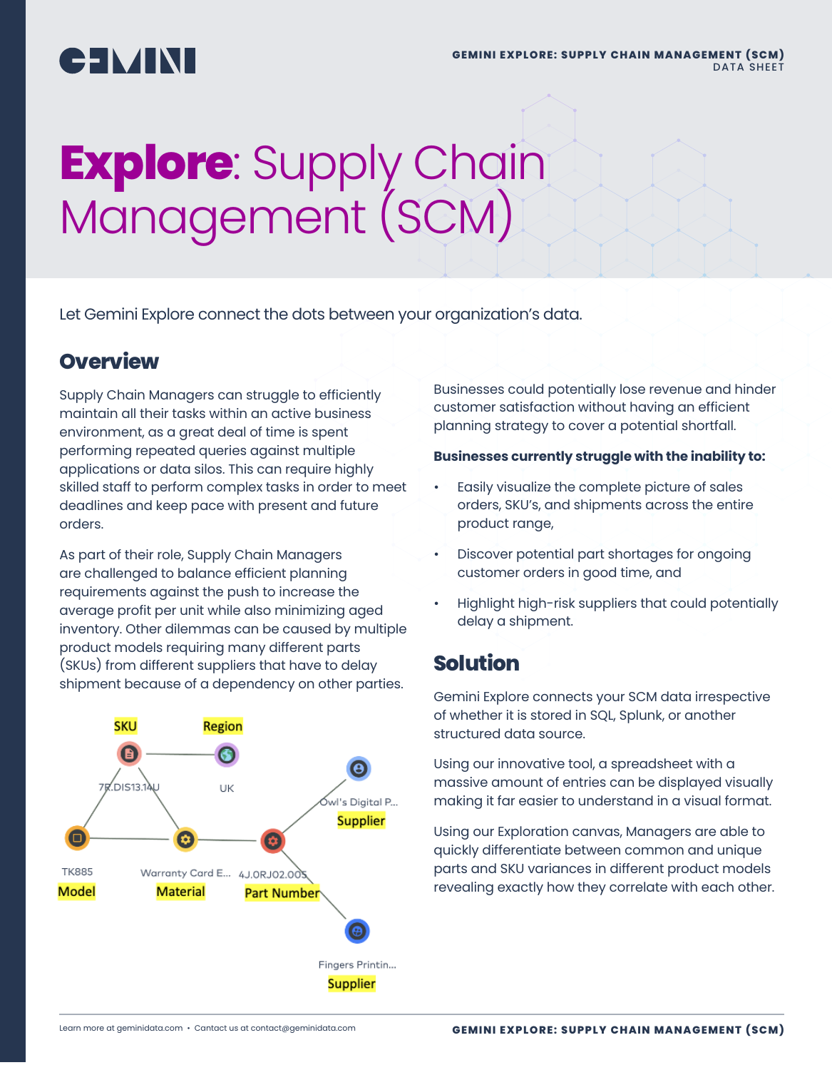# Explore: Supply Chain Management (SCM)

Let Gemini Explore connect the dots between your organization's data.

## Overview

Supply Chain Managers can struggle to efficiently maintain all their tasks within an active business environment, as a great deal of time is spent performing repeated queries against multiple applications or data silos. This can require highly skilled staff to perform complex tasks in order to meet deadlines and keep pace with present and future orders.

As part of their role, Supply Chain Managers are challenged to balance efficient planning requirements against the push to increase the average profit per unit while also minimizing aged inventory. Other dilemmas can be caused by multiple product models requiring many different parts (SKUs) from different suppliers that have to delay shipment because of a dependency on other parties.

SKU — Region

7R.DIS13.14U — UK

TK885 — Model

Warranty Card E... — Material

4J.0RJ02.005 — Part Number

Owl's Digital P... — Supplier

Fingers Printin... — Supplier

Businesses could potentially lose revenue and hinder customer satisfaction without having an efficient planning strategy to cover a potential shortfall.

**Businesses currently struggle with the inability to:**

- Easily visualize the complete picture of sales orders, SKU's, and shipments across the entire product range,
- Discover potential part shortages for ongoing customer orders in good time, and
- Highlight high-risk suppliers that could potentially delay a shipment.

## Solution

Gemini Explore connects your SCM data irrespective of whether it is stored in SQL, Splunk, or another structured data source.

Using our innovative tool, a spreadsheet with a massive amount of entries can be displayed visually making it far easier to understand in a visual format.

Using our Exploration canvas, Managers are able to quickly differentiate between common and unique parts and SKU variances in different product models revealing exactly how they correlate with each other.

Learn more at geminidata.com • Contact us at contact@geminidata.com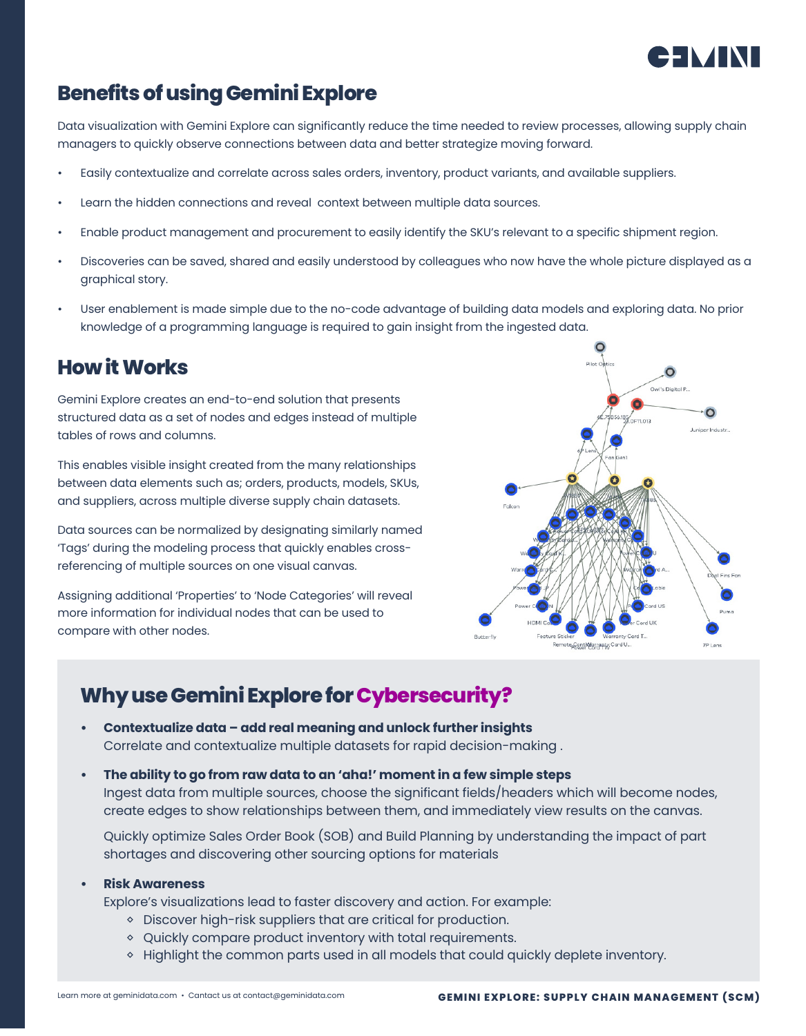## Benefits of using Gemini Explore

Data visualization with Gemini Explore can significantly reduce the time needed to review processes, allowing supply chain managers to quickly observe connections between data and better strategize moving forward.

- Easily contextualize and correlate across sales orders, inventory, product variants, and available suppliers.
- Learn the hidden connections and reveal context between multiple data sources.
- Enable product management and procurement to easily identify the SKU's relevant to a specific shipment region.
- Discoveries can be saved, shared and easily understood by colleagues who now have the whole picture displayed as a graphical story.
- User enablement is made simple due to the no-code advantage of building data models and exploring data. No prior knowledge of a programming language is required to gain insight from the ingested data.

## How it Works

Gemini Explore creates an end-to-end solution that presents structured data as a set of nodes and edges instead of multiple tables of rows and columns.

This enables visible insight created from the many relationships between data elements such as; orders, products, models, SKUs, and suppliers, across multiple diverse supply chain datasets.

Data sources can be normalized by designating similarly named 'Tags' during the modeling process that quickly enables cross-referencing of multiple sources on one visual canvas.

Assigning additional 'Properties' to 'Node Categories' will reveal more information for individual nodes that can be used to compare with other nodes.

## Why use Gemini Explore for Cybersecurity?

- **Contextualize data – add real meaning and unlock further insights**
  Correlate and contextualize multiple datasets for rapid decision-making .
- **The ability to go from raw data to an 'aha!' moment in a few simple steps**
  Ingest data from multiple sources, choose the significant fields/headers which will become nodes, create edges to show relationships between them, and immediately view results on the canvas.

  Quickly optimize Sales Order Book (SOB) and Build Planning by understanding the impact of part shortages and discovering other sourcing options for materials
- **Risk Awareness**
  Explore's visualizations lead to faster discovery and action. For example:
  - Discover high-risk suppliers that are critical for production.
  - Quickly compare product inventory with total requirements.
  - Highlight the common parts used in all models that could quickly deplete inventory.

Learn more at geminidata.com • Contact us at contact@geminidata.com